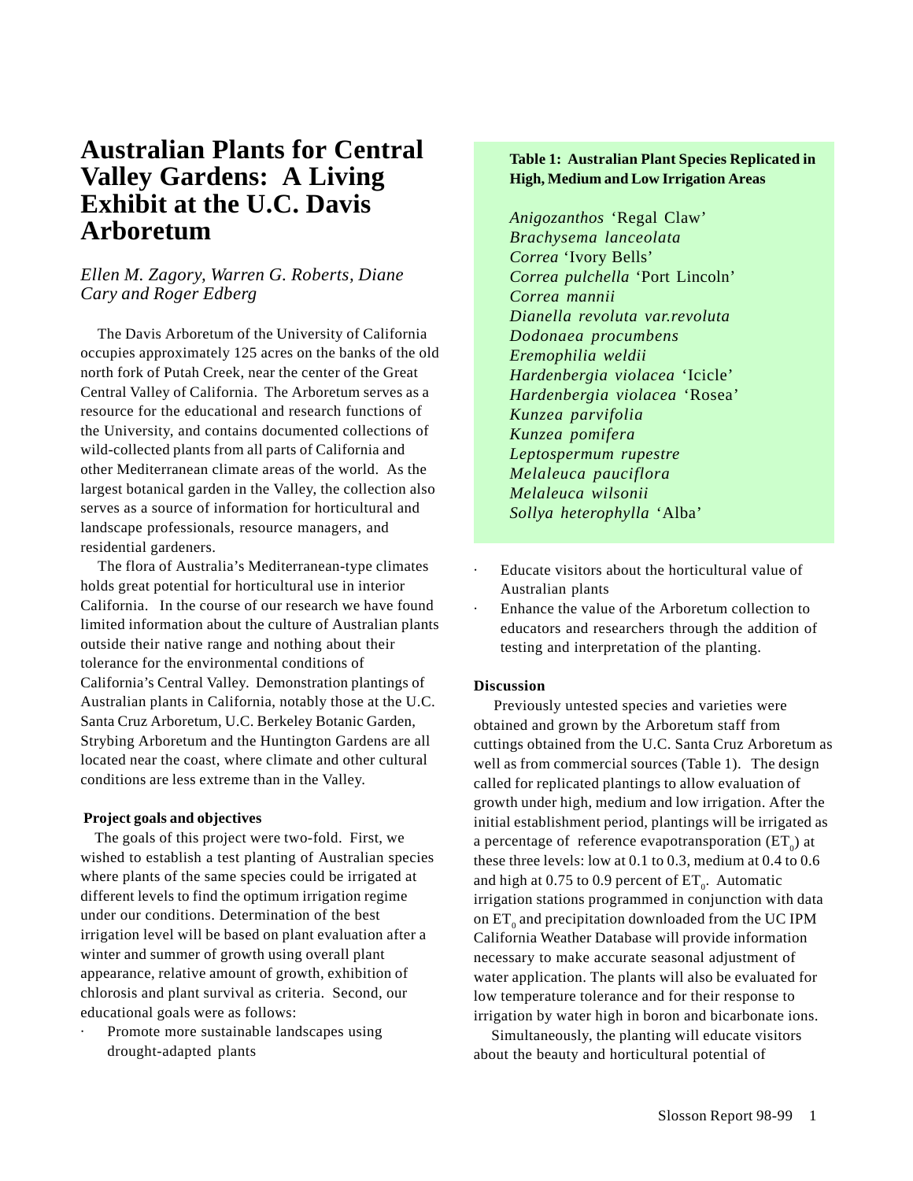# Australian Plants for Central Valley Gardens: A Living Exhibit at the U.C. Davis Arboretum

*Ellen M. Zagory, Warren G. Roberts, Diane Cary and Roger Edberg*

The Davis Arboretum of the University of California occupies approximately 125 acres on the banks of the old north fork of Putah Creek, near the center of the Great Central Valley of California. The Arboretum serves as a resource for the educational and research functions of the University, and contains documented collections of wild-collected plants from all parts of California and other Mediterranean climate areas of the world. As the largest botanical garden in the Valley, the collection also serves as a source of information for horticultural and landscape professionals, resource managers, and residential gardeners.

The flora of Australia's Mediterranean-type climates holds great potential for horticultural use in interior California. In the course of our research we have found limited information about the culture of Australian plants outside their native range and nothing about their tolerance for the environmental conditions of California's Central Valley. Demonstration plantings of Australian plants in California, notably those at the U.C. Santa Cruz Arboretum, U.C. Berkeley Botanic Garden, Strybing Arboretum and the Huntington Gardens are all located near the coast, where climate and other cultural conditions are less extreme than in the Valley.

**Project goals and objectives**

The goals of this project were two-fold. First, we wished to establish a test planting of Australian species where plants of the same species could be irrigated at different levels to find the optimum irrigation regime under our conditions. Determination of the best irrigation level will be based on plant evaluation after a winter and summer of growth using overall plant appearance, relative amount of growth, exhibition of chlorosis and plant survival as criteria. Second, our educational goals were as follows:

- Promote more sustainable landscapes using drought-adapted plants
- Educate visitors about the horticultural value of Australian plants
- Enhance the value of the Arboretum collection to educators and researchers through the addition of testing and interpretation of the planting.

**Table 1: Australian Plant Species Replicated in High, Medium and Low Irrigation Areas**

*Anigozanthos* 'Regal Claw'
*Brachysema lanceolata*
*Correa* 'Ivory Bells'
*Correa pulchella* 'Port Lincoln'
*Correa mannii*
*Dianella revoluta var.revoluta*
*Dodonaea procumbens*
*Eremophilia weldii*
*Hardenbergia violacea* 'Icicle'
*Hardenbergia violacea* 'Rosea'
*Kunzea parvifolia*
*Kunzea pomifera*
*Leptospermum rupestre*
*Melaleuca pauciflora*
*Melaleuca wilsonii*
*Sollya heterophylla* 'Alba'

**Discussion**

Previously untested species and varieties were obtained and grown by the Arboretum staff from cuttings obtained from the U.C. Santa Cruz Arboretum as well as from commercial sources (Table 1). The design called for replicated plantings to allow evaluation of growth under high, medium and low irrigation. After the initial establishment period, plantings will be irrigated as a percentage of reference evapotransporation ($ET_0$) at these three levels: low at 0.1 to 0.3, medium at 0.4 to 0.6 and high at 0.75 to 0.9 percent of $ET_0$. Automatic irrigation stations programmed in conjunction with data on $ET_0$ and precipitation downloaded from the UC IPM California Weather Database will provide information necessary to make accurate seasonal adjustment of water application. The plants will also be evaluated for low temperature tolerance and for their response to irrigation by water high in boron and bicarbonate ions.

Simultaneously, the planting will educate visitors about the beauty and horticultural potential of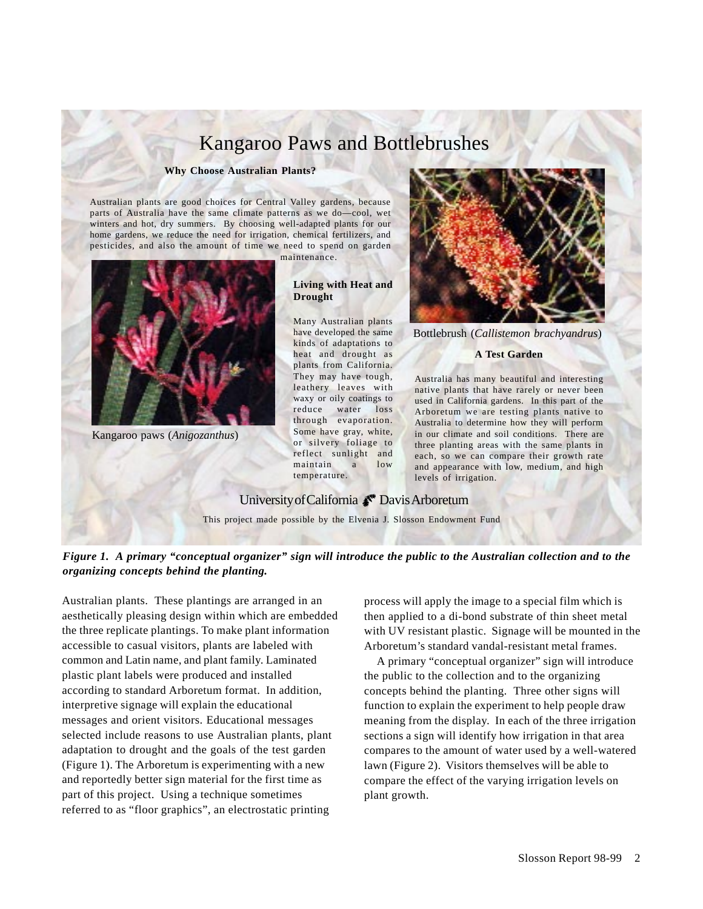# Kangaroo Paws and Bottlebrushes

**Why Choose Australian Plants?**

Australian plants are good choices for Central Valley gardens, because parts of Australia have the same climate patterns as we do—cool, wet winters and hot, dry summers. By choosing well-adapted plants for our home gardens, we reduce the need for irrigation, chemical fertilizers, and pesticides, and also the amount of time we need to spend on garden maintenance.

Kangaroo paws (*Anigozanthus*)

**Living with Heat and Drought**

Many Australian plants have developed the same kinds of adaptations to heat and drought as plants from California. They may have tough, leathery leaves with waxy or oily coatings to reduce water loss through evaporation. Some have gray, white, or silvery foliage to reflect sunlight and maintain a low temperature.

Bottlebrush (*Callistemon brachyandrus*)

**A Test Garden**

Australia has many beautiful and interesting native plants that have rarely or never been used in California gardens. In this part of the Arboretum we are testing plants native to Australia to determine how they will perform in our climate and soil conditions. There are three planting areas with the same plants in each, so we can compare their growth rate and appearance with low, medium, and high levels of irrigation.

University of California Davis Arboretum

This project made possible by the Elvenia J. Slosson Endowment Fund

***Figure 1. A primary "conceptual organizer" sign will introduce the public to the Australian collection and to the organizing concepts behind the planting.***

Australian plants. These plantings are arranged in an aesthetically pleasing design within which are embedded the three replicate plantings. To make plant information accessible to casual visitors, plants are labeled with common and Latin name, and plant family. Laminated plastic plant labels were produced and installed according to standard Arboretum format. In addition, interpretive signage will explain the educational messages and orient visitors. Educational messages selected include reasons to use Australian plants, plant adaptation to drought and the goals of the test garden (Figure 1). The Arboretum is experimenting with a new and reportedly better sign material for the first time as part of this project. Using a technique sometimes referred to as "floor graphics", an electrostatic printing process will apply the image to a special film which is then applied to a di-bond substrate of thin sheet metal with UV resistant plastic. Signage will be mounted in the Arboretum's standard vandal-resistant metal frames.

A primary "conceptual organizer" sign will introduce the public to the collection and to the organizing concepts behind the planting. Three other signs will function to explain the experiment to help people draw meaning from the display. In each of the three irrigation sections a sign will identify how irrigation in that area compares to the amount of water used by a well-watered lawn (Figure 2). Visitors themselves will be able to compare the effect of the varying irrigation levels on plant growth.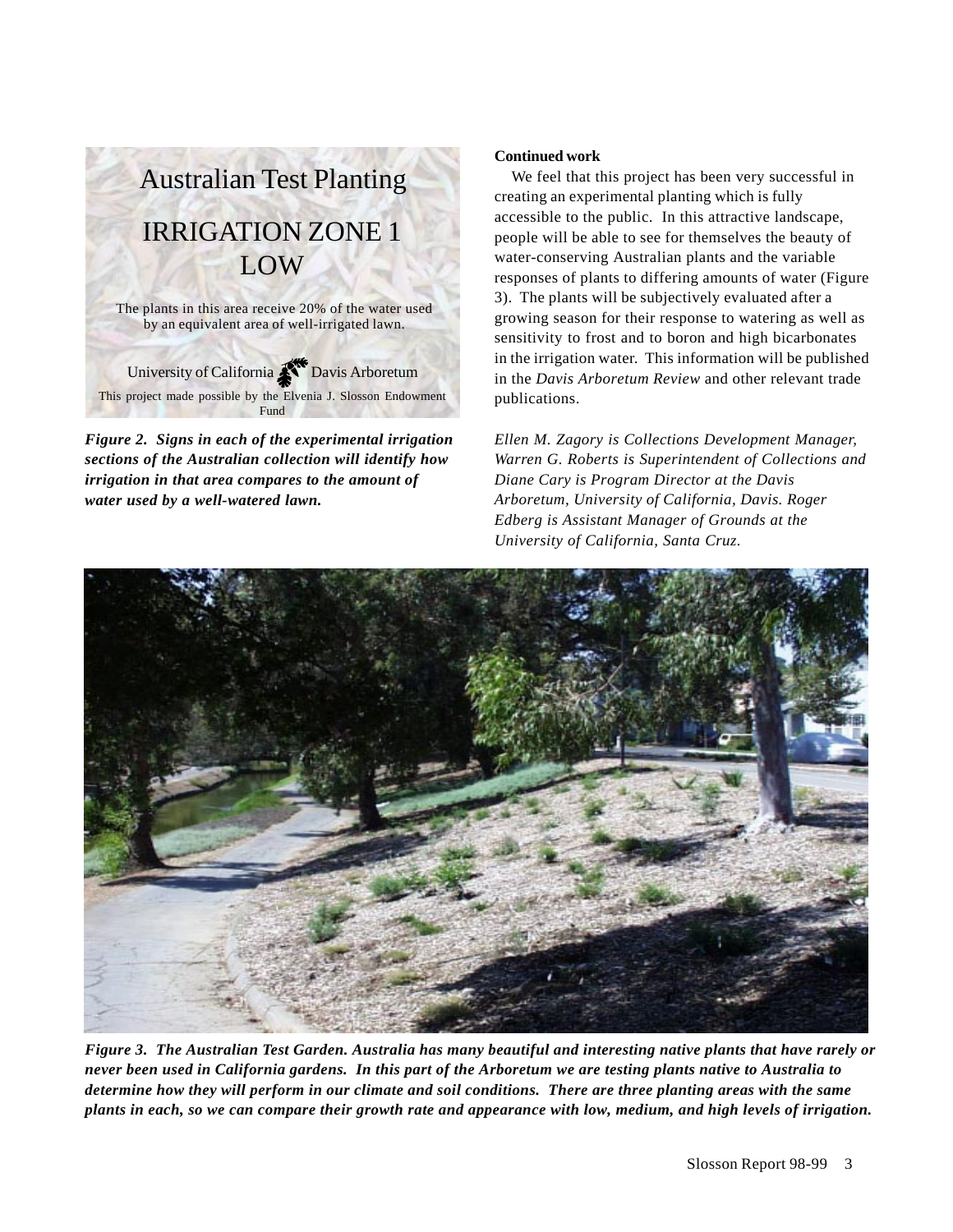*Figure 2. Signs in each of the experimental irrigation sections of the Australian collection will identify how irrigation in that area compares to the amount of water used by a well-watered lawn.*

**Continued work**

We feel that this project has been very successful in creating an experimental planting which is fully accessible to the public. In this attractive landscape, people will be able to see for themselves the beauty of water-conserving Australian plants and the variable responses of plants to differing amounts of water (Figure 3). The plants will be subjectively evaluated after a growing season for their response to watering as well as sensitivity to frost and to boron and high bicarbonates in the irrigation water. This information will be published in the *Davis Arboretum Review* and other relevant trade publications.

*Ellen M. Zagory is Collections Development Manager, Warren G. Roberts is Superintendent of Collections and Diane Cary is Program Director at the Davis Arboretum, University of California, Davis. Roger Edberg is Assistant Manager of Grounds at the University of California, Santa Cruz.*

***Figure 3. The Australian Test Garden. Australia has many beautiful and interesting native plants that have rarely or never been used in California gardens. In this part of the Arboretum we are testing plants native to Australia to determine how they will perform in our climate and soil conditions. There are three planting areas with the same plants in each, so we can compare their growth rate and appearance with low, medium, and high levels of irrigation.***